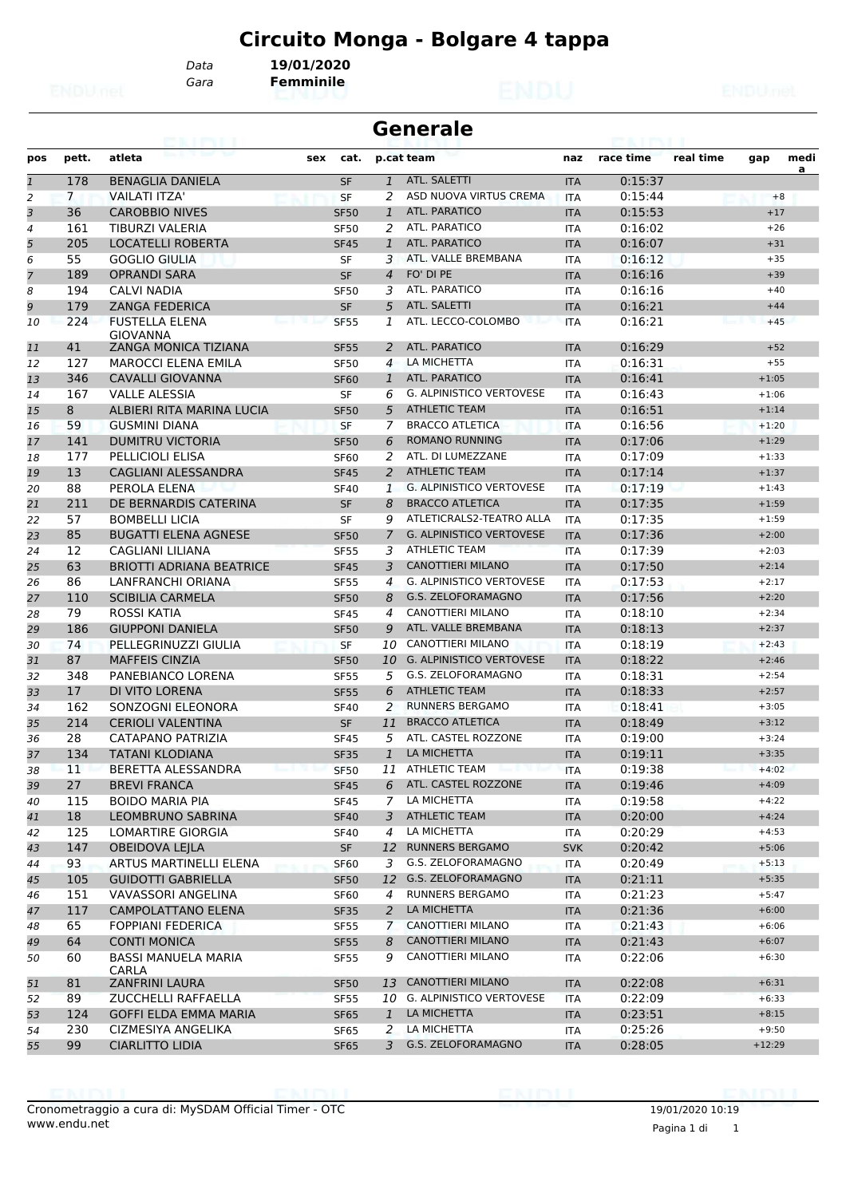# Circuito Monga - Bolgare 4 tappa

Data **19/01/2020**
Gara **Femminile**

## Generale

| pos | pett. | atleta | sex | cat. | p.cat | team | naz | race time | real time | gap | media |
|---|---|---|---|---|---|---|---|---|---|---|---|
| 1 | 178 | BENAGLIA DANIELA | | SF | 1 | ATL. SALETTI | ITA | 0:15:37 | | | |
| 2 | 7 | VAILATI ITZA' | | SF | 2 | ASD NUOVA VIRTUS CREMA | ITA | 0:15:44 | | +8 | |
| 3 | 36 | CAROBBIO NIVES | | SF50 | 1 | ATL. PARATICO | ITA | 0:15:53 | | +17 | |
| 4 | 161 | TIBURZI VALERIA | | SF50 | 2 | ATL. PARATICO | ITA | 0:16:02 | | +26 | |
| 5 | 205 | LOCATELLI ROBERTA | | SF45 | 1 | ATL. PARATICO | ITA | 0:16:07 | | +31 | |
| 6 | 55 | GOGLIO GIULIA | | SF | 3 | ATL. VALLE BREMBANA | ITA | 0:16:12 | | +35 | |
| 7 | 189 | OPRANDI SARA | | SF | 4 | FO' DI PE | ITA | 0:16:16 | | +39 | |
| 8 | 194 | CALVI NADIA | | SF50 | 3 | ATL. PARATICO | ITA | 0:16:16 | | +40 | |
| 9 | 179 | ZANGA FEDERICA | | SF | 5 | ATL. SALETTI | ITA | 0:16:21 | | +44 | |
| 10 | 224 | FUSTELLA ELENA GIOVANNA | | SF55 | 1 | ATL. LECCO-COLOMBO | ITA | 0:16:21 | | +45 | |
| 11 | 41 | ZANGA MONICA TIZIANA | | SF55 | 2 | ATL. PARATICO | ITA | 0:16:29 | | +52 | |
| 12 | 127 | MAROCCI ELENA EMILA | | SF50 | 4 | LA MICHETTA | ITA | 0:16:31 | | +55 | |
| 13 | 346 | CAVALLI GIOVANNA | | SF60 | 1 | ATL. PARATICO | ITA | 0:16:41 | | +1:05 | |
| 14 | 167 | VALLE ALESSIA | | SF | 6 | G. ALPINISTICO VERTOVESE | ITA | 0:16:43 | | +1:06 | |
| 15 | 8 | ALBIERI RITA MARINA LUCIA | | SF50 | 5 | ATHLETIC TEAM | ITA | 0:16:51 | | +1:14 | |
| 16 | 59 | GUSMINI DIANA | | SF | 7 | BRACCO ATLETICA | ITA | 0:16:56 | | +1:20 | |
| 17 | 141 | DUMITRU VICTORIA | | SF50 | 6 | ROMANO RUNNING | ITA | 0:17:06 | | +1:29 | |
| 18 | 177 | PELLICIOLI ELISA | | SF60 | 2 | ATL. DI LUMEZZANE | ITA | 0:17:09 | | +1:33 | |
| 19 | 13 | CAGLIANI ALESSANDRA | | SF45 | 2 | ATHLETIC TEAM | ITA | 0:17:14 | | +1:37 | |
| 20 | 88 | PEROLA ELENA | | SF40 | 1 | G. ALPINISTICO VERTOVESE | ITA | 0:17:19 | | +1:43 | |
| 21 | 211 | DE BERNARDIS CATERINA | | SF | 8 | BRACCO ATLETICA | ITA | 0:17:35 | | +1:59 | |
| 22 | 57 | BOMBELLI LICIA | | SF | 9 | ATLETICRALS2-TEATRO ALLA | ITA | 0:17:35 | | +1:59 | |
| 23 | 85 | BUGATTI ELENA AGNESE | | SF50 | 7 | G. ALPINISTICO VERTOVESE | ITA | 0:17:36 | | +2:00 | |
| 24 | 12 | CAGLIANI LILIANA | | SF55 | 3 | ATHLETIC TEAM | ITA | 0:17:39 | | +2:03 | |
| 25 | 63 | BRIOTTI ADRIANA BEATRICE | | SF45 | 3 | CANOTTIERI MILANO | ITA | 0:17:50 | | +2:14 | |
| 26 | 86 | LANFRANCHI ORIANA | | SF55 | 4 | G. ALPINISTICO VERTOVESE | ITA | 0:17:53 | | +2:17 | |
| 27 | 110 | SCIBILIA CARMELA | | SF50 | 8 | G.S. ZELOFORAMAGNO | ITA | 0:17:56 | | +2:20 | |
| 28 | 79 | ROSSI KATIA | | SF45 | 4 | CANOTTIERI MILANO | ITA | 0:18:10 | | +2:34 | |
| 29 | 186 | GIUPPONI DANIELA | | SF50 | 9 | ATL. VALLE BREMBANA | ITA | 0:18:13 | | +2:37 | |
| 30 | 74 | PELLEGRINUZZI GIULIA | | SF | 10 | CANOTTIERI MILANO | ITA | 0:18:19 | | +2:43 | |
| 31 | 87 | MAFFEIS CINZIA | | SF50 | 10 | G. ALPINISTICO VERTOVESE | ITA | 0:18:22 | | +2:46 | |
| 32 | 348 | PANEBIANCO LORENA | | SF55 | 5 | G.S. ZELOFORAMAGNO | ITA | 0:18:31 | | +2:54 | |
| 33 | 17 | DI VITO LORENA | | SF55 | 6 | ATHLETIC TEAM | ITA | 0:18:33 | | +2:57 | |
| 34 | 162 | SONZOGNI ELEONORA | | SF40 | 2 | RUNNERS BERGAMO | ITA | 0:18:41 | | +3:05 | |
| 35 | 214 | CERIOLI VALENTINA | | SF | 11 | BRACCO ATLETICA | ITA | 0:18:49 | | +3:12 | |
| 36 | 28 | CATAPANO PATRIZIA | | SF45 | 5 | ATL. CASTEL ROZZONE | ITA | 0:19:00 | | +3:24 | |
| 37 | 134 | TATANI KLODIANA | | SF35 | 1 | LA MICHETTA | ITA | 0:19:11 | | +3:35 | |
| 38 | 11 | BERETTA ALESSANDRA | | SF50 | 11 | ATHLETIC TEAM | ITA | 0:19:38 | | +4:02 | |
| 39 | 27 | BREVI FRANCA | | SF45 | 6 | ATL. CASTEL ROZZONE | ITA | 0:19:46 | | +4:09 | |
| 40 | 115 | BOIDO MARIA PIA | | SF45 | 7 | LA MICHETTA | ITA | 0:19:58 | | +4:22 | |
| 41 | 18 | LEOMBRUNO SABRINA | | SF40 | 3 | ATHLETIC TEAM | ITA | 0:20:00 | | +4:24 | |
| 42 | 125 | LOMARTIRE GIORGIA | | SF40 | 4 | LA MICHETTA | ITA | 0:20:29 | | +4:53 | |
| 43 | 147 | OBEIDOVA LEJLA | | SF | 12 | RUNNERS BERGAMO | SVK | 0:20:42 | | +5:06 | |
| 44 | 93 | ARTUS MARTINELLI ELENA | | SF60 | 3 | G.S. ZELOFORAMAGNO | ITA | 0:20:49 | | +5:13 | |
| 45 | 105 | GUIDOTTI GABRIELLA | | SF50 | 12 | G.S. ZELOFORAMAGNO | ITA | 0:21:11 | | +5:35 | |
| 46 | 151 | VAVASSORI ANGELINA | | SF60 | 4 | RUNNERS BERGAMO | ITA | 0:21:23 | | +5:47 | |
| 47 | 117 | CAMPOLATTANO ELENA | | SF35 | 2 | LA MICHETTA | ITA | 0:21:36 | | +6:00 | |
| 48 | 65 | FOPPIANI FEDERICA | | SF55 | 7 | CANOTTIERI MILANO | ITA | 0:21:43 | | +6:06 | |
| 49 | 64 | CONTI MONICA | | SF55 | 8 | CANOTTIERI MILANO | ITA | 0:21:43 | | +6:07 | |
| 50 | 60 | BASSI MANUELA MARIA CARLA | | SF55 | 9 | CANOTTIERI MILANO | ITA | 0:22:06 | | +6:30 | |
| 51 | 81 | ZANFRINI LAURA | | SF50 | 13 | CANOTTIERI MILANO | ITA | 0:22:08 | | +6:31 | |
| 52 | 89 | ZUCCHELLI RAFFAELLA | | SF55 | 10 | G. ALPINISTICO VERTOVESE | ITA | 0:22:09 | | +6:33 | |
| 53 | 124 | GOFFI ELDA EMMA MARIA | | SF65 | 1 | LA MICHETTA | ITA | 0:23:51 | | +8:15 | |
| 54 | 230 | CIZMESIYA ANGELIKA | | SF65 | 2 | LA MICHETTA | ITA | 0:25:26 | | +9:50 | |
| 55 | 99 | CIARLITTO LIDIA | | SF65 | 3 | G.S. ZELOFORAMAGNO | ITA | 0:28:05 | | +12:29 | |

Cronometraggio a cura di: MySDAM Official Timer - OTC
www.endu.net

19/01/2020 10:19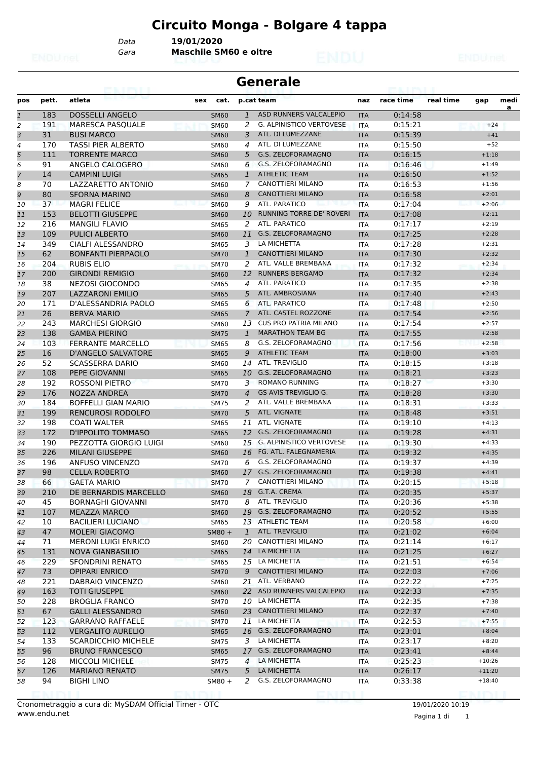# Circuito Monga - Bolgare 4 tappa

Data **19/01/2020**
Gara **Maschile SM60 e oltre**

## Generale

| pos | pett. | atleta | sex | cat. | p.cat | team | naz | race time | real time | gap | media |
|---|---|---|---|---|---|---|---|---|---|---|---|
| 1 | 183 | DOSSELLI ANGELO | | SM60 | 1 | ASD RUNNERS VALCALEPIO | ITA | 0:14:58 | | | |
| 2 | 191 | MARESCA PASQUALE | | SM60 | 2 | G. ALPINISTICO VERTOVESE | ITA | 0:15:21 | | +24 | |
| 3 | 31 | BUSI MARCO | | SM60 | 3 | ATL. DI LUMEZZANE | ITA | 0:15:39 | | +41 | |
| 4 | 170 | TASSI PIER ALBERTO | | SM60 | 4 | ATL. DI LUMEZZANE | ITA | 0:15:50 | | +52 | |
| 5 | 111 | TORRENTE MARCO | | SM60 | 5 | G.S. ZELOFORAMAGNO | ITA | 0:16:15 | | +1:18 | |
| 6 | 91 | ANGELO CALOGERO | | SM60 | 6 | G.S. ZELOFORAMAGNO | ITA | 0:16:46 | | +1:49 | |
| 7 | 14 | CAMPINI LUIGI | | SM65 | 1 | ATHLETIC TEAM | ITA | 0:16:50 | | +1:52 | |
| 8 | 70 | LAZZARETTO ANTONIO | | SM60 | 7 | CANOTTIERI MILANO | ITA | 0:16:53 | | +1:56 | |
| 9 | 80 | SFORNA MARINO | | SM60 | 8 | CANOTTIERI MILANO | ITA | 0:16:58 | | +2:01 | |
| 10 | 37 | MAGRI FELICE | | SM60 | 9 | ATL. PARATICO | ITA | 0:17:04 | | +2:06 | |
| 11 | 153 | BELOTTI GIUSEPPE | | SM60 | 10 | RUNNING TORRE DE' ROVERI | ITA | 0:17:08 | | +2:11 | |
| 12 | 216 | MANGILI FLAVIO | | SM65 | 2 | ATL. PARATICO | ITA | 0:17:17 | | +2:19 | |
| 13 | 109 | PULICI ALBERTO | | SM60 | 11 | G.S. ZELOFORAMAGNO | ITA | 0:17:25 | | +2:28 | |
| 14 | 349 | CIALFI ALESSANDRO | | SM65 | 3 | LA MICHETTA | ITA | 0:17:28 | | +2:31 | |
| 15 | 62 | BONFANTI PIERPAOLO | | SM70 | 1 | CANOTTIERI MILANO | ITA | 0:17:30 | | +2:32 | |
| 16 | 204 | RUBIS ELIO | | SM70 | 2 | ATL. VALLE BREMBANA | ITA | 0:17:32 | | +2:34 | |
| 17 | 200 | GIRONDI REMIGIO | | SM60 | 12 | RUNNERS BERGAMO | ITA | 0:17:32 | | +2:34 | |
| 18 | 38 | NEZOSI GIOCONDO | | SM65 | 4 | ATL. PARATICO | ITA | 0:17:35 | | +2:38 | |
| 19 | 207 | LAZZARONI EMILIO | | SM65 | 5 | ATL. AMBROSIANA | ITA | 0:17:40 | | +2:43 | |
| 20 | 171 | D'ALESSANDRIA PAOLO | | SM65 | 6 | ATL. PARATICO | ITA | 0:17:48 | | +2:50 | |
| 21 | 26 | BERVA MARIO | | SM65 | 7 | ATL. CASTEL ROZZONE | ITA | 0:17:54 | | +2:56 | |
| 22 | 243 | MARCHESI GIORGIO | | SM60 | 13 | CUS PRO PATRIA MILANO | ITA | 0:17:54 | | +2:57 | |
| 23 | 138 | GAMBA PIERINO | | SM75 | 1 | MARATHON TEAM BG | ITA | 0:17:55 | | +2:58 | |
| 24 | 103 | FERRANTE MARCELLO | | SM65 | 8 | G.S. ZELOFORAMAGNO | ITA | 0:17:56 | | +2:58 | |
| 25 | 16 | D'ANGELO SALVATORE | | SM65 | 9 | ATHLETIC TEAM | ITA | 0:18:00 | | +3:03 | |
| 26 | 52 | SCASSERRA DARIO | | SM60 | 14 | ATL. TREVIGLIO | ITA | 0:18:15 | | +3:18 | |
| 27 | 108 | PEPE GIOVANNI | | SM65 | 10 | G.S. ZELOFORAMAGNO | ITA | 0:18:21 | | +3:23 | |
| 28 | 192 | ROSSONI PIETRO | | SM70 | 3 | ROMANO RUNNING | ITA | 0:18:27 | | +3:30 | |
| 29 | 176 | NOZZA ANDREA | | SM70 | 4 | GS AVIS TREVIGLIO G. | ITA | 0:18:28 | | +3:30 | |
| 30 | 184 | BOFFELLI GIAN MARIO | | SM75 | 2 | ATL. VALLE BREMBANA | ITA | 0:18:31 | | +3:33 | |
| 31 | 199 | RENCUROSI RODOLFO | | SM70 | 5 | ATL. VIGNATE | ITA | 0:18:48 | | +3:51 | |
| 32 | 198 | COATI WALTER | | SM65 | 11 | ATL. VIGNATE | ITA | 0:19:10 | | +4:13 | |
| 33 | 172 | D'IPPOLITO TOMMASO | | SM65 | 12 | G.S. ZELOFORAMAGNO | ITA | 0:19:28 | | +4:31 | |
| 34 | 190 | PEZZOTTA GIORGIO LUIGI | | SM60 | 15 | G. ALPINISTICO VERTOVESE | ITA | 0:19:30 | | +4:33 | |
| 35 | 226 | MILANI GIUSEPPE | | SM60 | 16 | FG. ATL. FALEGNAMERIA | ITA | 0:19:32 | | +4:35 | |
| 36 | 196 | ANFUSO VINCENZO | | SM70 | 6 | G.S. ZELOFORAMAGNO | ITA | 0:19:37 | | +4:39 | |
| 37 | 98 | CELLA ROBERTO | | SM60 | 17 | G.S. ZELOFORAMAGNO | ITA | 0:19:38 | | +4:41 | |
| 38 | 66 | GAETA MARIO | | SM70 | 7 | CANOTTIERI MILANO | ITA | 0:20:15 | | +5:18 | |
| 39 | 210 | DE BERNARDIS MARCELLO | | SM60 | 18 | G.T.A. CREMA | ITA | 0:20:35 | | +5:37 | |
| 40 | 45 | BORNAGHI GIOVANNI | | SM70 | 8 | ATL. TREVIGLIO | ITA | 0:20:36 | | +5:38 | |
| 41 | 107 | MEAZZA MARCO | | SM60 | 19 | G.S. ZELOFORAMAGNO | ITA | 0:20:52 | | +5:55 | |
| 42 | 10 | BACILIERI LUCIANO | | SM65 | 13 | ATHLETIC TEAM | ITA | 0:20:58 | | +6:00 | |
| 43 | 47 | MOLERI GIACOMO | | SM80 + | 1 | ATL. TREVIGLIO | ITA | 0:21:02 | | +6:04 | |
| 44 | 71 | MERONI LUIGI ENRICO | | SM60 | 20 | CANOTTIERI MILANO | ITA | 0:21:14 | | +6:17 | |
| 45 | 131 | NOVA GIANBASILIO | | SM65 | 14 | LA MICHETTA | ITA | 0:21:25 | | +6:27 | |
| 46 | 229 | SFONDRINI RENATO | | SM65 | 15 | LA MICHETTA | ITA | 0:21:51 | | +6:54 | |
| 47 | 73 | OPIPARI ENRICO | | SM70 | 9 | CANOTTIERI MILANO | ITA | 0:22:03 | | +7:06 | |
| 48 | 221 | DABRAIO VINCENZO | | SM60 | 21 | ATL. VERBANO | ITA | 0:22:22 | | +7:25 | |
| 49 | 163 | TOTI GIUSEPPE | | SM60 | 22 | ASD RUNNERS VALCALEPIO | ITA | 0:22:33 | | +7:35 | |
| 50 | 228 | BROGLIA FRANCO | | SM70 | 10 | LA MICHETTA | ITA | 0:22:35 | | +7:38 | |
| 51 | 67 | GALLI ALESSANDRO | | SM60 | 23 | CANOTTIERI MILANO | ITA | 0:22:37 | | +7:40 | |
| 52 | 123 | GARRANO RAFFAELE | | SM70 | 11 | LA MICHETTA | ITA | 0:22:53 | | +7:55 | |
| 53 | 112 | VERGALITO AURELIO | | SM65 | 16 | G.S. ZELOFORAMAGNO | ITA | 0:23:01 | | +8:04 | |
| 54 | 133 | SCARDICCHIO MICHELE | | SM75 | 3 | LA MICHETTA | ITA | 0:23:17 | | +8:20 | |
| 55 | 96 | BRUNO FRANCESCO | | SM65 | 17 | G.S. ZELOFORAMAGNO | ITA | 0:23:41 | | +8:44 | |
| 56 | 128 | MICCOLI MICHELE | | SM75 | 4 | LA MICHETTA | ITA | 0:25:23 | | +10:26 | |
| 57 | 126 | MARIANO RENATO | | SM75 | 5 | LA MICHETTA | ITA | 0:26:17 | | +11:20 | |
| 58 | 94 | BIGHI LINO | | SM80 + | 2 | G.S. ZELOFORAMAGNO | ITA | 0:33:38 | | +18:40 | |

Cronometraggio a cura di: MySDAM Official Timer - OTC
www.endu.net

19/01/2020 10:19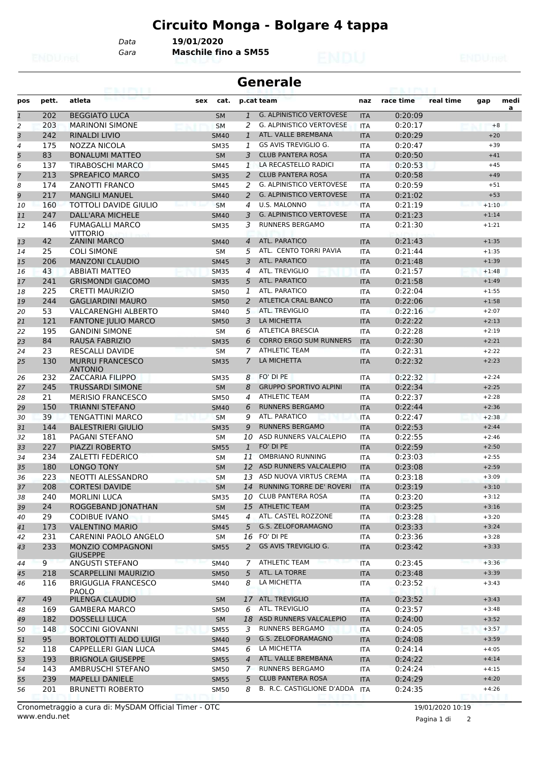# Circuito Monga - Bolgare 4 tappa

Data **19/01/2020**

Gara **Maschile fino a SM55**

## Generale

| pos | pett. | atleta | sex | cat. | p.cat | team | naz | race time | real time | gap | media |
|---|---|---|---|---|---|---|---|---|---|---|---|
| 1 | 202 | BEGGIATO LUCA | | SM | 1 | G. ALPINISTICO VERTOVESE | ITA | 0:20:09 | | | |
| 2 | 203 | MARINONI SIMONE | | SM | 2 | G. ALPINISTICO VERTOVESE | ITA | 0:20:17 | | +8 | |
| 3 | 242 | RINALDI LIVIO | | SM40 | 1 | ATL. VALLE BREMBANA | ITA | 0:20:29 | | +20 | |
| 4 | 175 | NOZZA NICOLA | | SM35 | 1 | GS AVIS TREVIGLIO G. | ITA | 0:20:47 | | +39 | |
| 5 | 83 | BONALUMI MATTEO | | SM | 3 | CLUB PANTERA ROSA | ITA | 0:20:50 | | +41 | |
| 6 | 137 | TIRABOSCHI MARCO | | SM45 | 1 | LA RECASTELLO RADICI | ITA | 0:20:53 | | +45 | |
| 7 | 213 | SPREAFICO MARCO | | SM35 | 2 | CLUB PANTERA ROSA | ITA | 0:20:58 | | +49 | |
| 8 | 174 | ZANOTTI FRANCO | | SM45 | 2 | G. ALPINISTICO VERTOVESE | ITA | 0:20:59 | | +51 | |
| 9 | 217 | MANGILI MANUEL | | SM40 | 2 | G. ALPINISTICO VERTOVESE | ITA | 0:21:02 | | +53 | |
| 10 | 160 | TOTTOLI DAVIDE GIULIO | | SM | 4 | U.S. MALONNO | ITA | 0:21:19 | | +1:10 | |
| 11 | 247 | DALL'ARA MICHELE | | SM40 | 3 | G. ALPINISTICO VERTOVESE | ITA | 0:21:23 | | +1:14 | |
| 12 | 146 | FUMAGALLI MARCO VITTORIO | | SM35 | 3 | RUNNERS BERGAMO | ITA | 0:21:30 | | +1:21 | |
| 13 | 42 | ZANINI MARCO | | SM40 | 4 | ATL. PARATICO | ITA | 0:21:43 | | +1:35 | |
| 14 | 25 | COLI SIMONE | | SM | 5 | ATL. CENTO TORRI PAVIA | ITA | 0:21:44 | | +1:35 | |
| 15 | 206 | MANZONI CLAUDIO | | SM45 | 3 | ATL. PARATICO | ITA | 0:21:48 | | +1:39 | |
| 16 | 43 | ABBIATI MATTEO | | SM35 | 4 | ATL. TREVIGLIO | ITA | 0:21:57 | | +1:48 | |
| 17 | 241 | GRISMONDI GIACOMO | | SM35 | 5 | ATL. PARATICO | ITA | 0:21:58 | | +1:49 | |
| 18 | 225 | CRETTI MAURIZIO | | SM50 | 1 | ATL. PARATICO | ITA | 0:22:04 | | +1:55 | |
| 19 | 244 | GAGLIARDINI MAURO | | SM50 | 2 | ATLETICA CRAL BANCO | ITA | 0:22:06 | | +1:58 | |
| 20 | 53 | VALCARENGHI ALBERTO | | SM40 | 5 | ATL. TREVIGLIO | ITA | 0:22:16 | | +2:07 | |
| 21 | 121 | FANTONE JULIO MARCO | | SM50 | 3 | LA MICHETTA | ITA | 0:22:22 | | +2:13 | |
| 22 | 195 | GANDINI SIMONE | | SM | 6 | ATLETICA BRESCIA | ITA | 0:22:28 | | +2:19 | |
| 23 | 84 | RAUSA FABRIZIO | | SM35 | 6 | CORRO ERGO SUM RUNNERS | ITA | 0:22:30 | | +2:21 | |
| 24 | 23 | RESCALLI DAVIDE | | SM | 7 | ATHLETIC TEAM | ITA | 0:22:31 | | +2:22 | |
| 25 | 130 | MURRU FRANCESCO ANTONIO | | SM35 | 7 | LA MICHETTA | ITA | 0:22:32 | | +2:23 | |
| 26 | 232 | ZACCARIA FILIPPO | | SM35 | 8 | FO' DI PE | ITA | 0:22:32 | | +2:24 | |
| 27 | 245 | TRUSSARDI SIMONE | | SM | 8 | GRUPPO SPORTIVO ALPINI | ITA | 0:22:34 | | +2:25 | |
| 28 | 21 | MERISIO FRANCESCO | | SM50 | 4 | ATHLETIC TEAM | ITA | 0:22:37 | | +2:28 | |
| 29 | 150 | TRIANNI STEFANO | | SM40 | 6 | RUNNERS BERGAMO | ITA | 0:22:44 | | +2:36 | |
| 30 | 39 | TENGATTINI MARCO | | SM | 9 | ATL. PARATICO | ITA | 0:22:47 | | +2:38 | |
| 31 | 144 | BALESTRIERI GIULIO | | SM35 | 9 | RUNNERS BERGAMO | ITA | 0:22:53 | | +2:44 | |
| 32 | 181 | PAGANI STEFANO | | SM | 10 | ASD RUNNERS VALCALEPIO | ITA | 0:22:55 | | +2:46 | |
| 33 | 227 | PIAZZI ROBERTO | | SM55 | 1 | FO' DI PE | ITA | 0:22:59 | | +2:50 | |
| 34 | 234 | ZALETTI FEDERICO | | SM | 11 | OMBRIANO RUNNING | ITA | 0:23:03 | | +2:55 | |
| 35 | 180 | LONGO TONY | | SM | 12 | ASD RUNNERS VALCALEPIO | ITA | 0:23:08 | | +2:59 | |
| 36 | 223 | NEOTTI ALESSANDRO | | SM | 13 | ASD NUOVA VIRTUS CREMA | ITA | 0:23:18 | | +3:09 | |
| 37 | 208 | CORTESI DAVIDE | | SM | 14 | RUNNING TORRE DE' ROVERI | ITA | 0:23:19 | | +3:10 | |
| 38 | 240 | MORLINI LUCA | | SM35 | 10 | CLUB PANTERA ROSA | ITA | 0:23:20 | | +3:12 | |
| 39 | 24 | ROGGEBAND JONATHAN | | SM | 15 | ATHLETIC TEAM | ITA | 0:23:25 | | +3:16 | |
| 40 | 29 | CODIBUE IVANO | | SM45 | 4 | ATL. CASTEL ROZZONE | ITA | 0:23:28 | | +3:20 | |
| 41 | 173 | VALENTINO MARIO | | SM45 | 5 | G.S. ZELOFORAMAGNO | ITA | 0:23:33 | | +3:24 | |
| 42 | 231 | CARENINI PAOLO ANGELO | | SM | 16 | FO' DI PE | ITA | 0:23:36 | | +3:28 | |
| 43 | 233 | MONZIO COMPAGNONI GIUSEPPE | | SM55 | 2 | GS AVIS TREVIGLIO G. | ITA | 0:23:42 | | +3:33 | |
| 44 | 9 | ANGUSTI STEFANO | | SM40 | 7 | ATHLETIC TEAM | ITA | 0:23:45 | | +3:36 | |
| 45 | 218 | SCARPELLINI MAURIZIO | | SM50 | 5 | ATL. LA TORRE | ITA | 0:23:48 | | +3:39 | |
| 46 | 116 | BRIGUGLIA FRANCESCO PAOLO | | SM40 | 8 | LA MICHETTA | ITA | 0:23:52 | | +3:43 | |
| 47 | 49 | PILENGA CLAUDIO | | SM | 17 | ATL. TREVIGLIO | ITA | 0:23:52 | | +3:43 | |
| 48 | 169 | GAMBERA MARCO | | SM50 | 6 | ATL. TREVIGLIO | ITA | 0:23:57 | | +3:48 | |
| 49 | 182 | DOSSELLI LUCA | | SM | 18 | ASD RUNNERS VALCALEPIO | ITA | 0:24:00 | | +3:52 | |
| 50 | 148 | SOCCINI GIOVANNI | | SM55 | 3 | RUNNERS BERGAMO | ITA | 0:24:05 | | +3:57 | |
| 51 | 95 | BORTOLOTTI ALDO LUIGI | | SM40 | 9 | G.S. ZELOFORAMAGNO | ITA | 0:24:08 | | +3:59 | |
| 52 | 118 | CAPPELLERI GIAN LUCA | | SM45 | 6 | LA MICHETTA | ITA | 0:24:14 | | +4:05 | |
| 53 | 193 | BRIGNOLA GIUSEPPE | | SM55 | 4 | ATL. VALLE BREMBANA | ITA | 0:24:22 | | +4:14 | |
| 54 | 143 | AMBRUSCHI STEFANO | | SM50 | 7 | RUNNERS BERGAMO | ITA | 0:24:24 | | +4:15 | |
| 55 | 239 | MAPELLI DANIELE | | SM55 | 5 | CLUB PANTERA ROSA | ITA | 0:24:29 | | +4:20 | |
| 56 | 201 | BRUNETTI ROBERTO | | SM50 | 8 | B. R.C. CASTIGLIONE D'ADDA | ITA | 0:24:35 | | +4:26 | |

Cronometraggio a cura di: MySDAM Official Timer - OTC
www.endu.net

19/01/2020 10:19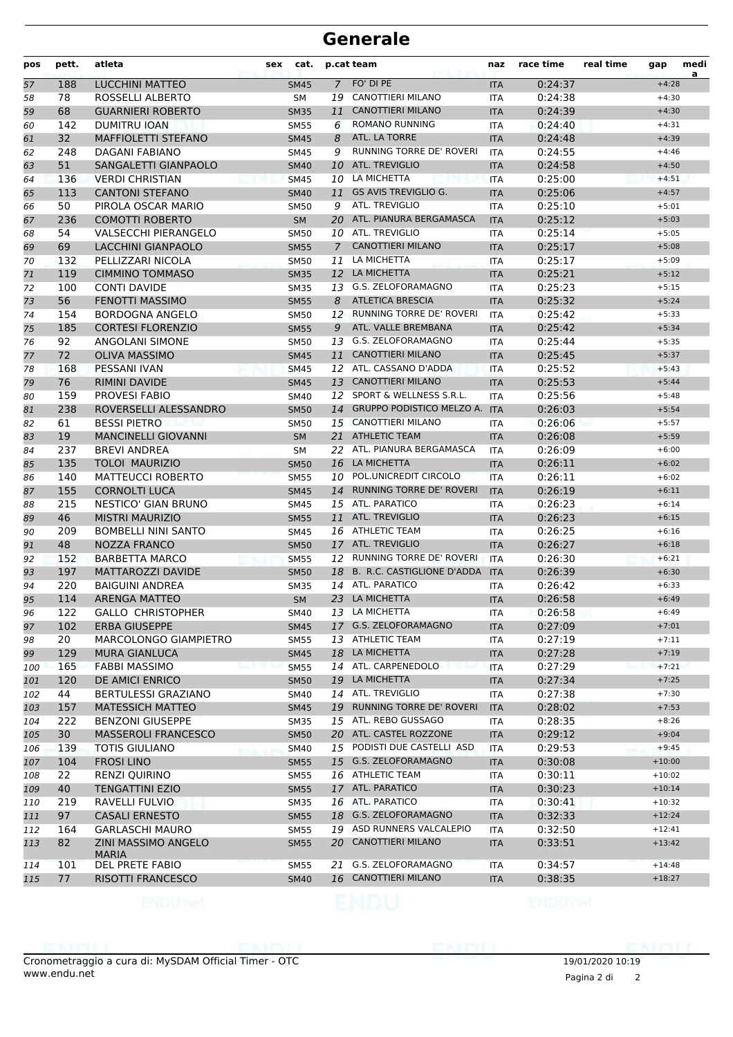# Generale

| pos | pett. | atleta | sex | cat. | p.cat | team | naz | race time | real time | gap | media |
|---|---|---|---|---|---|---|---|---|---|---|---|
| 57 | 188 | LUCCHINI MATTEO | | SM45 | 7 | FO' DI PE | ITA | 0:24:37 | | +4:28 | |
| 58 | 78 | ROSSELLI ALBERTO | | SM | 19 | CANOTTIERI MILANO | ITA | 0:24:38 | | +4:30 | |
| 59 | 68 | GUARNIERI ROBERTO | | SM35 | 11 | CANOTTIERI MILANO | ITA | 0:24:39 | | +4:30 | |
| 60 | 142 | DUMITRU IOAN | | SM55 | 6 | ROMANO RUNNING | ITA | 0:24:40 | | +4:31 | |
| 61 | 32 | MAFFIOLETTI STEFANO | | SM45 | 8 | ATL. LA TORRE | ITA | 0:24:48 | | +4:39 | |
| 62 | 248 | DAGANI FABIANO | | SM45 | 9 | RUNNING TORRE DE' ROVERI | ITA | 0:24:55 | | +4:46 | |
| 63 | 51 | SANGALETTI GIANPAOLO | | SM40 | 10 | ATL. TREVIGLIO | ITA | 0:24:58 | | +4:50 | |
| 64 | 136 | VERDI CHRISTIAN | | SM45 | 10 | LA MICHETTA | ITA | 0:25:00 | | +4:51 | |
| 65 | 113 | CANTONI STEFANO | | SM40 | 11 | GS AVIS TREVIGLIO G. | ITA | 0:25:06 | | +4:57 | |
| 66 | 50 | PIROLA OSCAR MARIO | | SM50 | 9 | ATL. TREVIGLIO | ITA | 0:25:10 | | +5:01 | |
| 67 | 236 | COMOTTI ROBERTO | | SM | 20 | ATL. PIANURA BERGAMASCA | ITA | 0:25:12 | | +5:03 | |
| 68 | 54 | VALSECCHI PIERANGELO | | SM50 | 10 | ATL. TREVIGLIO | ITA | 0:25:14 | | +5:05 | |
| 69 | 69 | LACCHINI GIANPAOLO | | SM55 | 7 | CANOTTIERI MILANO | ITA | 0:25:17 | | +5:08 | |
| 70 | 132 | PELLIZZARI NICOLA | | SM50 | 11 | LA MICHETTA | ITA | 0:25:17 | | +5:09 | |
| 71 | 119 | CIMMINO TOMMASO | | SM35 | 12 | LA MICHETTA | ITA | 0:25:21 | | +5:12 | |
| 72 | 100 | CONTI DAVIDE | | SM35 | 13 | G.S. ZELOFORAMAGNO | ITA | 0:25:23 | | +5:15 | |
| 73 | 56 | FENOTTI MASSIMO | | SM55 | 8 | ATLETICA BRESCIA | ITA | 0:25:32 | | +5:24 | |
| 74 | 154 | BORDOGNA ANGELO | | SM50 | 12 | RUNNING TORRE DE' ROVERI | ITA | 0:25:42 | | +5:33 | |
| 75 | 185 | CORTESI FLORENZIO | | SM55 | 9 | ATL. VALLE BREMBANA | ITA | 0:25:42 | | +5:34 | |
| 76 | 92 | ANGOLANI SIMONE | | SM50 | 13 | G.S. ZELOFORAMAGNO | ITA | 0:25:44 | | +5:35 | |
| 77 | 72 | OLIVA MASSIMO | | SM45 | 11 | CANOTTIERI MILANO | ITA | 0:25:45 | | +5:37 | |
| 78 | 168 | PESSANI IVAN | | SM45 | 12 | ATL. CASSANO D'ADDA | ITA | 0:25:52 | | +5:43 | |
| 79 | 76 | RIMINI DAVIDE | | SM45 | 13 | CANOTTIERI MILANO | ITA | 0:25:53 | | +5:44 | |
| 80 | 159 | PROVESI FABIO | | SM40 | 12 | SPORT & WELLNESS S.R.L. | ITA | 0:25:56 | | +5:48 | |
| 81 | 238 | ROVERSELLI ALESSANDRO | | SM50 | 14 | GRUPPO PODISTICO MELZO A. | ITA | 0:26:03 | | +5:54 | |
| 82 | 61 | BESSI PIETRO | | SM50 | 15 | CANOTTIERI MILANO | ITA | 0:26:06 | | +5:57 | |
| 83 | 19 | MANCINELLI GIOVANNI | | SM | 21 | ATHLETIC TEAM | ITA | 0:26:08 | | +5:59 | |
| 84 | 237 | BREVI ANDREA | | SM | 22 | ATL. PIANURA BERGAMASCA | ITA | 0:26:09 | | +6:00 | |
| 85 | 135 | TOLOI MAURIZIO | | SM50 | 16 | LA MICHETTA | ITA | 0:26:11 | | +6:02 | |
| 86 | 140 | MATTEUCCI ROBERTO | | SM55 | 10 | POL.UNICREDIT CIRCOLO | ITA | 0:26:11 | | +6:02 | |
| 87 | 155 | CORNOLTI LUCA | | SM45 | 14 | RUNNING TORRE DE' ROVERI | ITA | 0:26:19 | | +6:11 | |
| 88 | 215 | NESTICO' GIAN BRUNO | | SM45 | 15 | ATL. PARATICO | ITA | 0:26:23 | | +6:14 | |
| 89 | 46 | MISTRI MAURIZIO | | SM55 | 11 | ATL. TREVIGLIO | ITA | 0:26:23 | | +6:15 | |
| 90 | 209 | BOMBELLI NINI SANTO | | SM45 | 16 | ATHLETIC TEAM | ITA | 0:26:25 | | +6:16 | |
| 91 | 48 | NOZZA FRANCO | | SM50 | 17 | ATL. TREVIGLIO | ITA | 0:26:27 | | +6:18 | |
| 92 | 152 | BARBETTA MARCO | | SM55 | 12 | RUNNING TORRE DE' ROVERI | ITA | 0:26:30 | | +6:21 | |
| 93 | 197 | MATTAROZZI DAVIDE | | SM50 | 18 | B. R.C. CASTIGLIONE D'ADDA | ITA | 0:26:39 | | +6:30 | |
| 94 | 220 | BAIGUINI ANDREA | | SM35 | 14 | ATL. PARATICO | ITA | 0:26:42 | | +6:33 | |
| 95 | 114 | ARENGA MATTEO | | SM | 23 | LA MICHETTA | ITA | 0:26:58 | | +6:49 | |
| 96 | 122 | GALLO CHRISTOPHER | | SM40 | 13 | LA MICHETTA | ITA | 0:26:58 | | +6:49 | |
| 97 | 102 | ERBA GIUSEPPE | | SM45 | 17 | G.S. ZELOFORAMAGNO | ITA | 0:27:09 | | +7:01 | |
| 98 | 20 | MARCOLONGO GIAMPIETRO | | SM55 | 13 | ATHLETIC TEAM | ITA | 0:27:19 | | +7:11 | |
| 99 | 129 | MURA GIANLUCA | | SM45 | 18 | LA MICHETTA | ITA | 0:27:28 | | +7:19 | |
| 100 | 165 | FABBI MASSIMO | | SM55 | 14 | ATL. CARPENEDOLO | ITA | 0:27:29 | | +7:21 | |
| 101 | 120 | DE AMICI ENRICO | | SM50 | 19 | LA MICHETTA | ITA | 0:27:34 | | +7:25 | |
| 102 | 44 | BERTULESSI GRAZIANO | | SM40 | 14 | ATL. TREVIGLIO | ITA | 0:27:38 | | +7:30 | |
| 103 | 157 | MATESSICH MATTEO | | SM45 | 19 | RUNNING TORRE DE' ROVERI | ITA | 0:28:02 | | +7:53 | |
| 104 | 222 | BENZONI GIUSEPPE | | SM35 | 15 | ATL. REBO GUSSAGO | ITA | 0:28:35 | | +8:26 | |
| 105 | 30 | MASSEROLI FRANCESCO | | SM50 | 20 | ATL. CASTEL ROZZONE | ITA | 0:29:12 | | +9:04 | |
| 106 | 139 | TOTIS GIULIANO | | SM40 | 15 | PODISTI DUE CASTELLI ASD | ITA | 0:29:53 | | +9:45 | |
| 107 | 104 | FROSI LINO | | SM55 | 15 | G.S. ZELOFORAMAGNO | ITA | 0:30:08 | | +10:00 | |
| 108 | 22 | RENZI QUIRINO | | SM55 | 16 | ATHLETIC TEAM | ITA | 0:30:11 | | +10:02 | |
| 109 | 40 | TENGATTINI EZIO | | SM55 | 17 | ATL. PARATICO | ITA | 0:30:23 | | +10:14 | |
| 110 | 219 | RAVELLI FULVIO | | SM35 | 16 | ATL. PARATICO | ITA | 0:30:41 | | +10:32 | |
| 111 | 97 | CASALI ERNESTO | | SM55 | 18 | G.S. ZELOFORAMAGNO | ITA | 0:32:33 | | +12:24 | |
| 112 | 164 | GARLASCHI MAURO | | SM55 | 19 | ASD RUNNERS VALCALEPIO | ITA | 0:32:50 | | +12:41 | |
| 113 | 82 | ZINI MASSIMO ANGELO MARIA | | SM55 | 20 | CANOTTIERI MILANO | ITA | 0:33:51 | | +13:42 | |
| 114 | 101 | DEL PRETE FABIO | | SM55 | 21 | G.S. ZELOFORAMAGNO | ITA | 0:34:57 | | +14:48 | |
| 115 | 77 | RISOTTI FRANCESCO | | SM40 | 16 | CANOTTIERI MILANO | ITA | 0:38:35 | | +18:27 | |

Cronometraggio a cura di: MySDAM Official Timer - OTC
www.endu.net

19/01/2020 10:19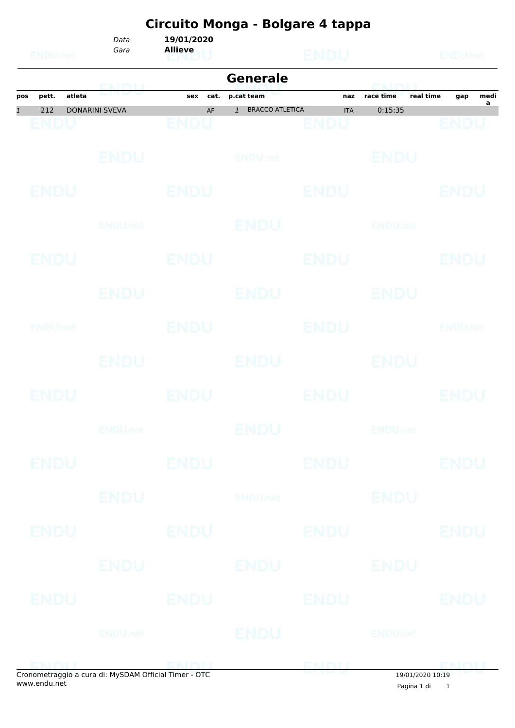# Circuito Monga - Bolgare 4 tappa

*Data* **19/01/2020**
*Gara* **Allieve**

## Generale

| pos | pett. | atleta | sex | cat. | p.cat | team | naz | race time | real time | gap | media |
|---|---|---|---|---|---|---|---|---|---|---|---|
| *1* | 212 | DONARINI SVEVA | | AF | *1* | BRACCO ATLETICA | ITA | 0:15:35 | | | |

Cronometraggio a cura di: MySDAM Official Timer - OTC
www.endu.net

19/01/2020 10:19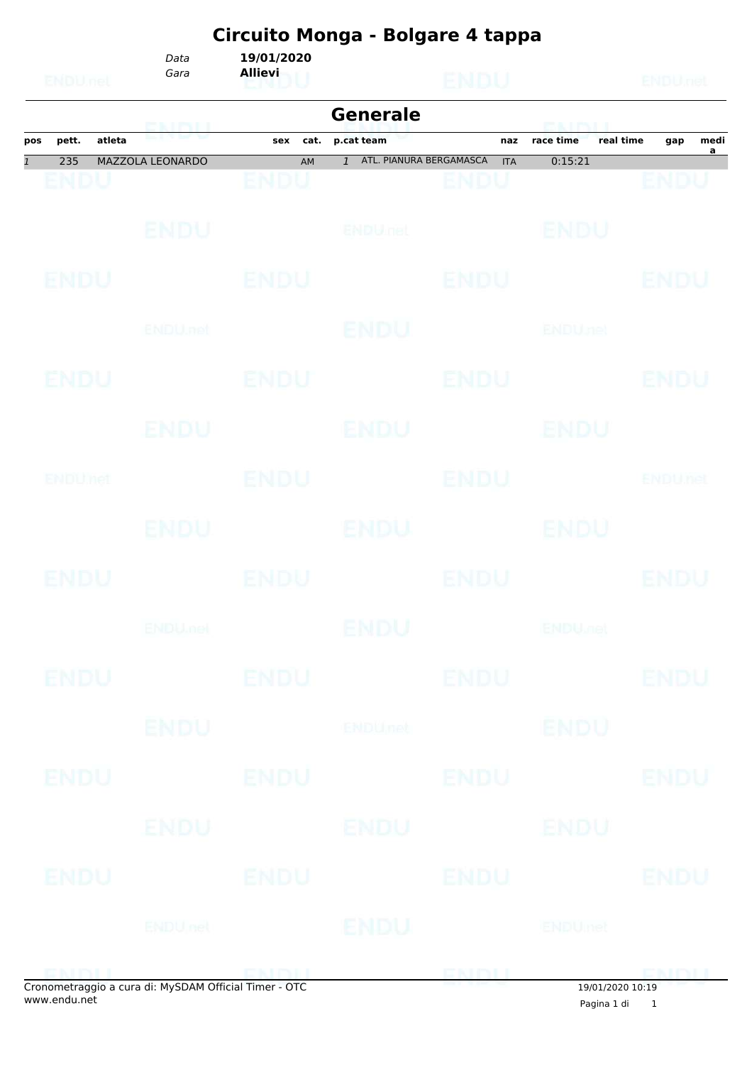# Circuito Monga - Bolgare 4 tappa

*Data* **19/01/2020**
*Gara* **Allievi**

## Generale

| pos | pett. | atleta | sex | cat. | p.cat | team | naz | race time | real time | gap | media |
|---|---|---|---|---|---|---|---|---|---|---|---|
| 1 | 235 | MAZZOLA LEONARDO | | AM | 1 | ATL. PIANURA BERGAMASCA | ITA | 0:15:21 | | | |

Cronometraggio a cura di: MySDAM Official Timer - OTC
www.endu.net

19/01/2020 10:19